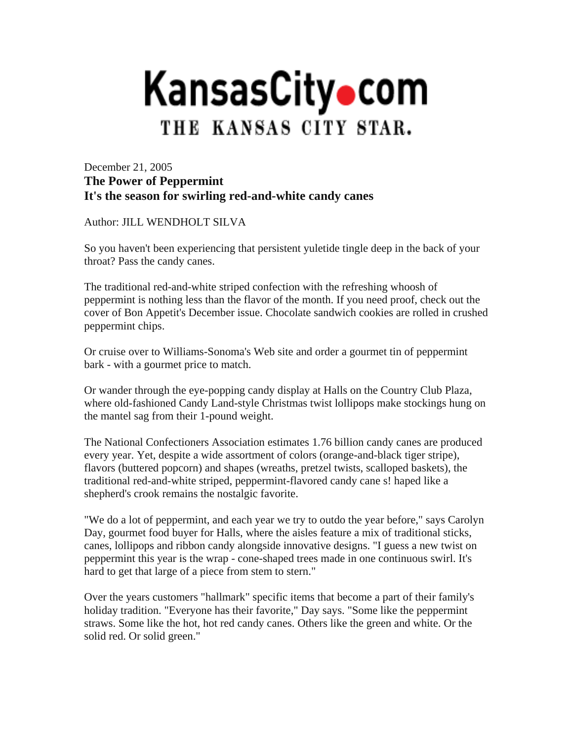# KansasCity.com
## THE KANSAS CITY STAR.

December 21, 2005

**The Power of Peppermint**
**It's the season for swirling red-and-white candy canes**

Author: JILL WENDHOLT SILVA

So you haven't been experiencing that persistent yuletide tingle deep in the back of your throat? Pass the candy canes.

The traditional red-and-white striped confection with the refreshing whoosh of peppermint is nothing less than the flavor of the month. If you need proof, check out the cover of Bon Appetit's December issue. Chocolate sandwich cookies are rolled in crushed peppermint chips.

Or cruise over to Williams-Sonoma's Web site and order a gourmet tin of peppermint bark - with a gourmet price to match.

Or wander through the eye-popping candy display at Halls on the Country Club Plaza, where old-fashioned Candy Land-style Christmas twist lollipops make stockings hung on the mantel sag from their 1-pound weight.

The National Confectioners Association estimates 1.76 billion candy canes are produced every year. Yet, despite a wide assortment of colors (orange-and-black tiger stripe), flavors (buttered popcorn) and shapes (wreaths, pretzel twists, scalloped baskets), the traditional red-and-white striped, peppermint-flavored candy cane s! haped like a shepherd's crook remains the nostalgic favorite.

"We do a lot of peppermint, and each year we try to outdo the year before," says Carolyn Day, gourmet food buyer for Halls, where the aisles feature a mix of traditional sticks, canes, lollipops and ribbon candy alongside innovative designs. "I guess a new twist on peppermint this year is the wrap - cone-shaped trees made in one continuous swirl. It's hard to get that large of a piece from stem to stern."

Over the years customers "hallmark" specific items that become a part of their family's holiday tradition. "Everyone has their favorite," Day says. "Some like the peppermint straws. Some like the hot, hot red candy canes. Others like the green and white. Or the solid red. Or solid green."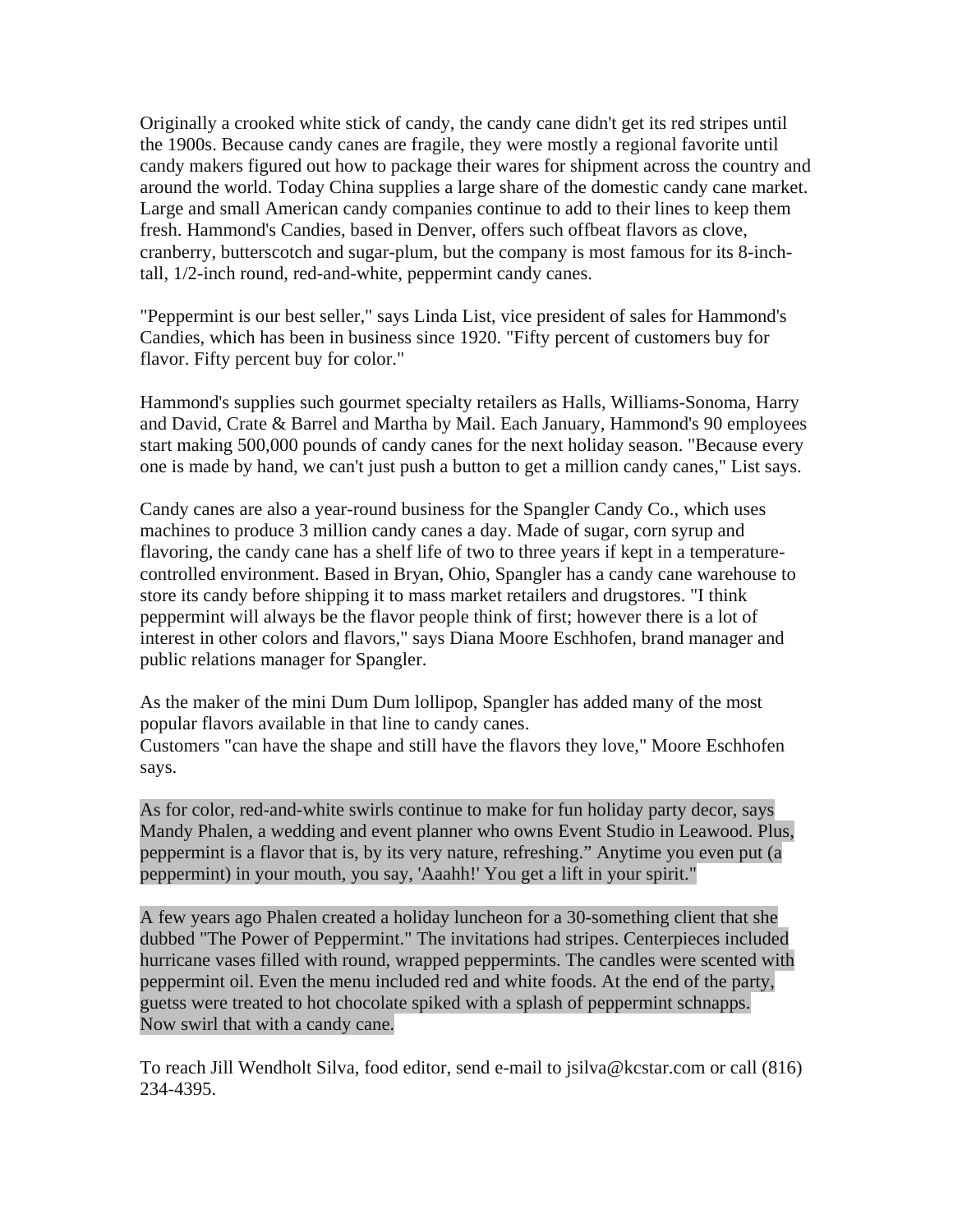Originally a crooked white stick of candy, the candy cane didn't get its red stripes until the 1900s. Because candy canes are fragile, they were mostly a regional favorite until candy makers figured out how to package their wares for shipment across the country and around the world. Today China supplies a large share of the domestic candy cane market. Large and small American candy companies continue to add to their lines to keep them fresh. Hammond's Candies, based in Denver, offers such offbeat flavors as clove, cranberry, butterscotch and sugar-plum, but the company is most famous for its 8-inch-tall, 1/2-inch round, red-and-white, peppermint candy canes.

"Peppermint is our best seller," says Linda List, vice president of sales for Hammond's Candies, which has been in business since 1920. "Fifty percent of customers buy for flavor. Fifty percent buy for color."

Hammond's supplies such gourmet specialty retailers as Halls, Williams-Sonoma, Harry and David, Crate & Barrel and Martha by Mail. Each January, Hammond's 90 employees start making 500,000 pounds of candy canes for the next holiday season. "Because every one is made by hand, we can't just push a button to get a million candy canes," List says.

Candy canes are also a year-round business for the Spangler Candy Co., which uses machines to produce 3 million candy canes a day. Made of sugar, corn syrup and flavoring, the candy cane has a shelf life of two to three years if kept in a temperature-controlled environment. Based in Bryan, Ohio, Spangler has a candy cane warehouse to store its candy before shipping it to mass market retailers and drugstores. "I think peppermint will always be the flavor people think of first; however there is a lot of interest in other colors and flavors," says Diana Moore Eschhofen, brand manager and public relations manager for Spangler.

As the maker of the mini Dum Dum lollipop, Spangler has added many of the most popular flavors available in that line to candy canes.
Customers "can have the shape and still have the flavors they love," Moore Eschhofen says.

As for color, red-and-white swirls continue to make for fun holiday party decor, says Mandy Phalen, a wedding and event planner who owns Event Studio in Leawood. Plus, peppermint is a flavor that is, by its very nature, refreshing." Anytime you even put (a peppermint) in your mouth, you say, 'Aaahh!' You get a lift in your spirit."

A few years ago Phalen created a holiday luncheon for a 30-something client that she dubbed "The Power of Peppermint." The invitations had stripes. Centerpieces included hurricane vases filled with round, wrapped peppermints. The candles were scented with peppermint oil. Even the menu included red and white foods. At the end of the party, guetss were treated to hot chocolate spiked with a splash of peppermint schnapps.
Now swirl that with a candy cane.

To reach Jill Wendholt Silva, food editor, send e-mail to jsilva@kcstar.com or call (816) 234-4395.